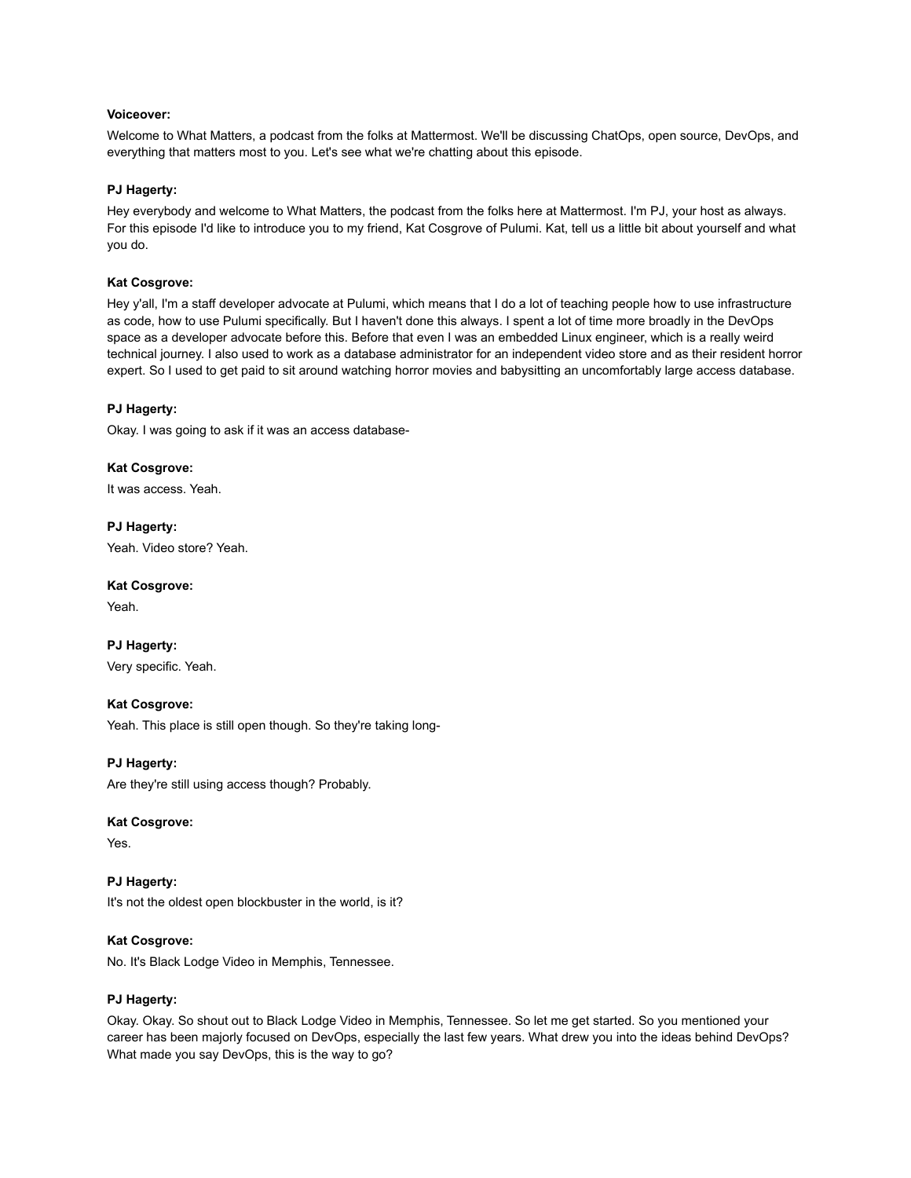**Voiceover:**

Welcome to What Matters, a podcast from the folks at Mattermost. We'll be discussing ChatOps, open source, DevOps, and everything that matters most to you. Let's see what we're chatting about this episode.

**PJ Hagerty:**

Hey everybody and welcome to What Matters, the podcast from the folks here at Mattermost. I'm PJ, your host as always. For this episode I'd like to introduce you to my friend, Kat Cosgrove of Pulumi. Kat, tell us a little bit about yourself and what you do.

**Kat Cosgrove:**

Hey y'all, I'm a staff developer advocate at Pulumi, which means that I do a lot of teaching people how to use infrastructure as code, how to use Pulumi specifically. But I haven't done this always. I spent a lot of time more broadly in the DevOps space as a developer advocate before this. Before that even I was an embedded Linux engineer, which is a really weird technical journey. I also used to work as a database administrator for an independent video store and as their resident horror expert. So I used to get paid to sit around watching horror movies and babysitting an uncomfortably large access database.

**PJ Hagerty:**

Okay. I was going to ask if it was an access database-

**Kat Cosgrove:**

It was access. Yeah.

**PJ Hagerty:**

Yeah. Video store? Yeah.

**Kat Cosgrove:**

Yeah.

**PJ Hagerty:**

Very specific. Yeah.

**Kat Cosgrove:**

Yeah. This place is still open though. So they're taking long-

**PJ Hagerty:**

Are they're still using access though? Probably.

**Kat Cosgrove:**

Yes.

**PJ Hagerty:**

It's not the oldest open blockbuster in the world, is it?

**Kat Cosgrove:**

No. It's Black Lodge Video in Memphis, Tennessee.

**PJ Hagerty:**

Okay. Okay. So shout out to Black Lodge Video in Memphis, Tennessee. So let me get started. So you mentioned your career has been majorly focused on DevOps, especially the last few years. What drew you into the ideas behind DevOps? What made you say DevOps, this is the way to go?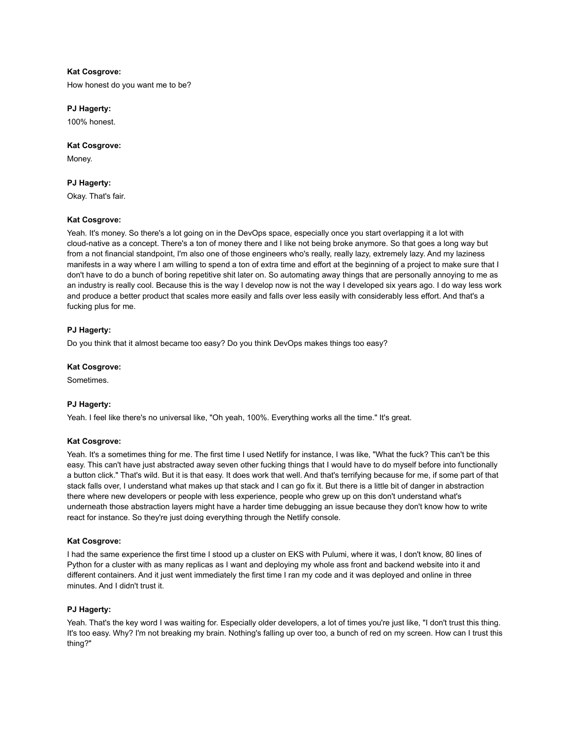**Kat Cosgrove:**

How honest do you want me to be?

**PJ Hagerty:**

100% honest.

**Kat Cosgrove:**

Money.

**PJ Hagerty:**

Okay. That's fair.

**Kat Cosgrove:**

Yeah. It's money. So there's a lot going on in the DevOps space, especially once you start overlapping it a lot with cloud-native as a concept. There's a ton of money there and I like not being broke anymore. So that goes a long way but from a not financial standpoint, I'm also one of those engineers who's really, really lazy, extremely lazy. And my laziness manifests in a way where I am willing to spend a ton of extra time and effort at the beginning of a project to make sure that I don't have to do a bunch of boring repetitive shit later on. So automating away things that are personally annoying to me as an industry is really cool. Because this is the way I develop now is not the way I developed six years ago. I do way less work and produce a better product that scales more easily and falls over less easily with considerably less effort. And that's a fucking plus for me.

**PJ Hagerty:**

Do you think that it almost became too easy? Do you think DevOps makes things too easy?

**Kat Cosgrove:**

Sometimes.

**PJ Hagerty:**

Yeah. I feel like there's no universal like, "Oh yeah, 100%. Everything works all the time." It's great.

**Kat Cosgrove:**

Yeah. It's a sometimes thing for me. The first time I used Netlify for instance, I was like, "What the fuck? This can't be this easy. This can't have just abstracted away seven other fucking things that I would have to do myself before into functionally a button click." That's wild. But it is that easy. It does work that well. And that's terrifying because for me, if some part of that stack falls over, I understand what makes up that stack and I can go fix it. But there is a little bit of danger in abstraction there where new developers or people with less experience, people who grew up on this don't understand what's underneath those abstraction layers might have a harder time debugging an issue because they don't know how to write react for instance. So they're just doing everything through the Netlify console.

**Kat Cosgrove:**

I had the same experience the first time I stood up a cluster on EKS with Pulumi, where it was, I don't know, 80 lines of Python for a cluster with as many replicas as I want and deploying my whole ass front and backend website into it and different containers. And it just went immediately the first time I ran my code and it was deployed and online in three minutes. And I didn't trust it.

**PJ Hagerty:**

Yeah. That's the key word I was waiting for. Especially older developers, a lot of times you're just like, "I don't trust this thing. It's too easy. Why? I'm not breaking my brain. Nothing's falling up over too, a bunch of red on my screen. How can I trust this thing?"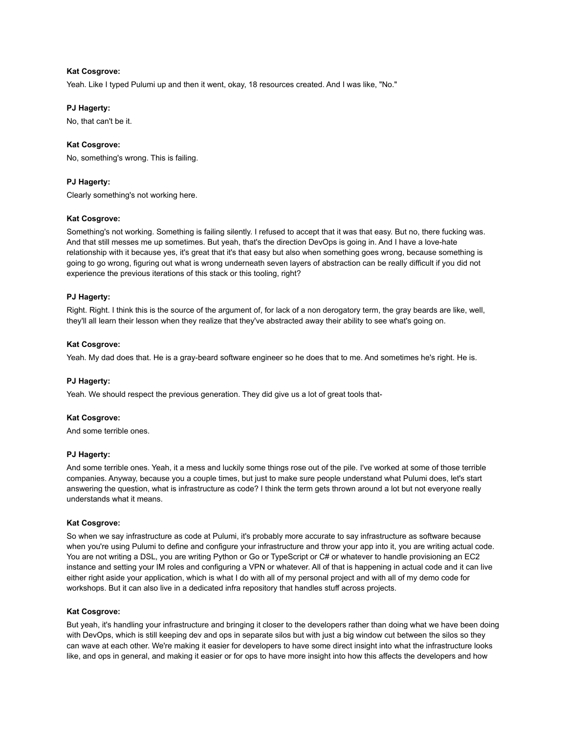**Kat Cosgrove:**

Yeah. Like I typed Pulumi up and then it went, okay, 18 resources created. And I was like, "No."

**PJ Hagerty:**

No, that can't be it.

**Kat Cosgrove:**

No, something's wrong. This is failing.

**PJ Hagerty:**

Clearly something's not working here.

**Kat Cosgrove:**

Something's not working. Something is failing silently. I refused to accept that it was that easy. But no, there fucking was. And that still messes me up sometimes. But yeah, that's the direction DevOps is going in. And I have a love-hate relationship with it because yes, it's great that it's that easy but also when something goes wrong, because something is going to go wrong, figuring out what is wrong underneath seven layers of abstraction can be really difficult if you did not experience the previous iterations of this stack or this tooling, right?

**PJ Hagerty:**

Right. Right. I think this is the source of the argument of, for lack of a non derogatory term, the gray beards are like, well, they'll all learn their lesson when they realize that they've abstracted away their ability to see what's going on.

**Kat Cosgrove:**

Yeah. My dad does that. He is a gray-beard software engineer so he does that to me. And sometimes he's right. He is.

**PJ Hagerty:**

Yeah. We should respect the previous generation. They did give us a lot of great tools that-

**Kat Cosgrove:**

And some terrible ones.

**PJ Hagerty:**

And some terrible ones. Yeah, it a mess and luckily some things rose out of the pile. I've worked at some of those terrible companies. Anyway, because you a couple times, but just to make sure people understand what Pulumi does, let's start answering the question, what is infrastructure as code? I think the term gets thrown around a lot but not everyone really understands what it means.

**Kat Cosgrove:**

So when we say infrastructure as code at Pulumi, it's probably more accurate to say infrastructure as software because when you're using Pulumi to define and configure your infrastructure and throw your app into it, you are writing actual code. You are not writing a DSL, you are writing Python or Go or TypeScript or C# or whatever to handle provisioning an EC2 instance and setting your IM roles and configuring a VPN or whatever. All of that is happening in actual code and it can live either right aside your application, which is what I do with all of my personal project and with all of my demo code for workshops. But it can also live in a dedicated infra repository that handles stuff across projects.

**Kat Cosgrove:**

But yeah, it's handling your infrastructure and bringing it closer to the developers rather than doing what we have been doing with DevOps, which is still keeping dev and ops in separate silos but with just a big window cut between the silos so they can wave at each other. We're making it easier for developers to have some direct insight into what the infrastructure looks like, and ops in general, and making it easier or for ops to have more insight into how this affects the developers and how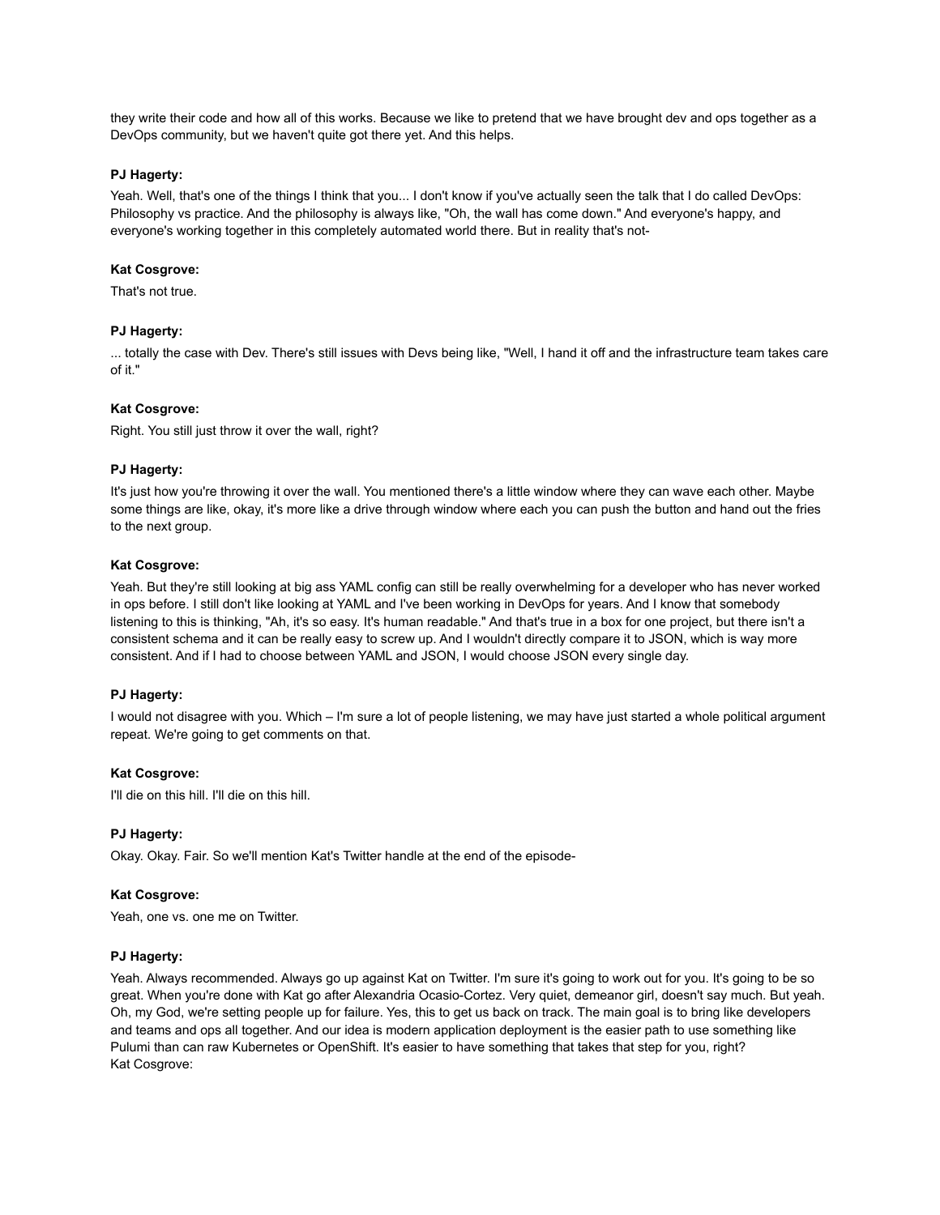they write their code and how all of this works. Because we like to pretend that we have brought dev and ops together as a DevOps community, but we haven't quite got there yet. And this helps.

**PJ Hagerty:**

Yeah. Well, that's one of the things I think that you... I don't know if you've actually seen the talk that I do called DevOps: Philosophy vs practice. And the philosophy is always like, "Oh, the wall has come down." And everyone's happy, and everyone's working together in this completely automated world there. But in reality that's not-

**Kat Cosgrove:**

That's not true.

**PJ Hagerty:**

... totally the case with Dev. There's still issues with Devs being like, "Well, I hand it off and the infrastructure team takes care of it."

**Kat Cosgrove:**

Right. You still just throw it over the wall, right?

**PJ Hagerty:**

It's just how you're throwing it over the wall. You mentioned there's a little window where they can wave each other. Maybe some things are like, okay, it's more like a drive through window where each you can push the button and hand out the fries to the next group.

**Kat Cosgrove:**

Yeah. But they're still looking at big ass YAML config can still be really overwhelming for a developer who has never worked in ops before. I still don't like looking at YAML and I've been working in DevOps for years. And I know that somebody listening to this is thinking, "Ah, it's so easy. It's human readable." And that's true in a box for one project, but there isn't a consistent schema and it can be really easy to screw up. And I wouldn't directly compare it to JSON, which is way more consistent. And if I had to choose between YAML and JSON, I would choose JSON every single day.

**PJ Hagerty:**

I would not disagree with you. Which – I'm sure a lot of people listening, we may have just started a whole political argument repeat. We're going to get comments on that.

**Kat Cosgrove:**

I'll die on this hill. I'll die on this hill.

**PJ Hagerty:**

Okay. Okay. Fair. So we'll mention Kat's Twitter handle at the end of the episode-

**Kat Cosgrove:**

Yeah, one vs. one me on Twitter.

**PJ Hagerty:**

Yeah. Always recommended. Always go up against Kat on Twitter. I'm sure it's going to work out for you. It's going to be so great. When you're done with Kat go after Alexandria Ocasio-Cortez. Very quiet, demeanor girl, doesn't say much. But yeah. Oh, my God, we're setting people up for failure. Yes, this to get us back on track. The main goal is to bring like developers and teams and ops all together. And our idea is modern application deployment is the easier path to use something like Pulumi than can raw Kubernetes or OpenShift. It's easier to have something that takes that step for you, right?

**Kat Cosgrove:**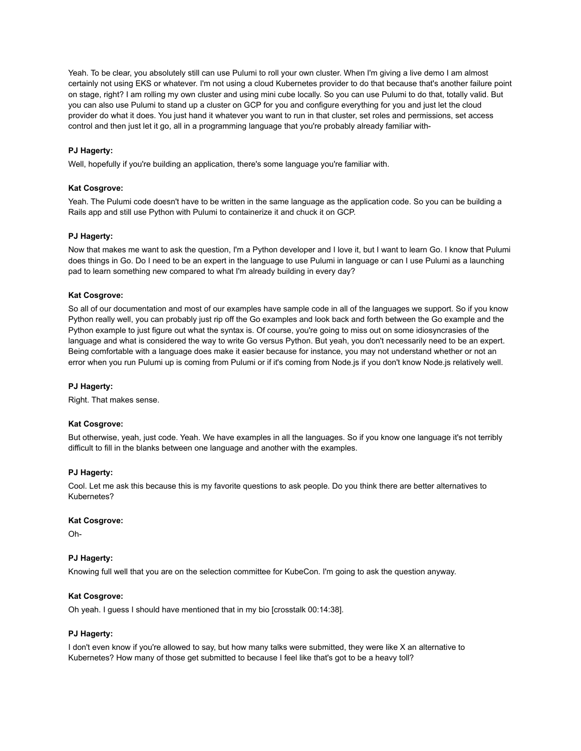Yeah. To be clear, you absolutely still can use Pulumi to roll your own cluster. When I'm giving a live demo I am almost certainly not using EKS or whatever. I'm not using a cloud Kubernetes provider to do that because that's another failure point on stage, right? I am rolling my own cluster and using mini cube locally. So you can use Pulumi to do that, totally valid. But you can also use Pulumi to stand up a cluster on GCP for you and configure everything for you and just let the cloud provider do what it does. You just hand it whatever you want to run in that cluster, set roles and permissions, set access control and then just let it go, all in a programming language that you're probably already familiar with-

**PJ Hagerty:**

Well, hopefully if you're building an application, there's some language you're familiar with.

**Kat Cosgrove:**

Yeah. The Pulumi code doesn't have to be written in the same language as the application code. So you can be building a Rails app and still use Python with Pulumi to containerize it and chuck it on GCP.

**PJ Hagerty:**

Now that makes me want to ask the question, I'm a Python developer and I love it, but I want to learn Go. I know that Pulumi does things in Go. Do I need to be an expert in the language to use Pulumi in language or can I use Pulumi as a launching pad to learn something new compared to what I'm already building in every day?

**Kat Cosgrove:**

So all of our documentation and most of our examples have sample code in all of the languages we support. So if you know Python really well, you can probably just rip off the Go examples and look back and forth between the Go example and the Python example to just figure out what the syntax is. Of course, you're going to miss out on some idiosyncrasies of the language and what is considered the way to write Go versus Python. But yeah, you don't necessarily need to be an expert. Being comfortable with a language does make it easier because for instance, you may not understand whether or not an error when you run Pulumi up is coming from Pulumi or if it's coming from Node.js if you don't know Node.js relatively well.

**PJ Hagerty:**

Right. That makes sense.

**Kat Cosgrove:**

But otherwise, yeah, just code. Yeah. We have examples in all the languages. So if you know one language it's not terribly difficult to fill in the blanks between one language and another with the examples.

**PJ Hagerty:**

Cool. Let me ask this because this is my favorite questions to ask people. Do you think there are better alternatives to Kubernetes?

**Kat Cosgrove:**

Oh-

**PJ Hagerty:**

Knowing full well that you are on the selection committee for KubeCon. I'm going to ask the question anyway.

**Kat Cosgrove:**

Oh yeah. I guess I should have mentioned that in my bio [crosstalk 00:14:38].

**PJ Hagerty:**

I don't even know if you're allowed to say, but how many talks were submitted, they were like X an alternative to Kubernetes? How many of those get submitted to because I feel like that's got to be a heavy toll?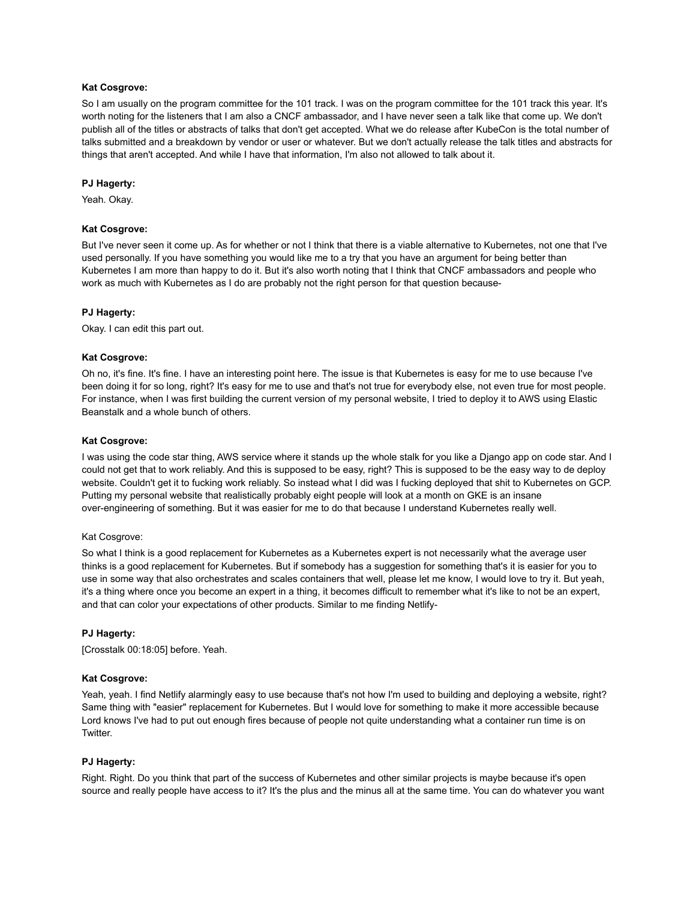**Kat Cosgrove:**

So I am usually on the program committee for the 101 track. I was on the program committee for the 101 track this year. It's worth noting for the listeners that I am also a CNCF ambassador, and I have never seen a talk like that come up. We don't publish all of the titles or abstracts of talks that don't get accepted. What we do release after KubeCon is the total number of talks submitted and a breakdown by vendor or user or whatever. But we don't actually release the talk titles and abstracts for things that aren't accepted. And while I have that information, I'm also not allowed to talk about it.

**PJ Hagerty:**

Yeah. Okay.

**Kat Cosgrove:**

But I've never seen it come up. As for whether or not I think that there is a viable alternative to Kubernetes, not one that I've used personally. If you have something you would like me to a try that you have an argument for being better than Kubernetes I am more than happy to do it. But it's also worth noting that I think that CNCF ambassadors and people who work as much with Kubernetes as I do are probably not the right person for that question because-

**PJ Hagerty:**

Okay. I can edit this part out.

**Kat Cosgrove:**

Oh no, it's fine. It's fine. I have an interesting point here. The issue is that Kubernetes is easy for me to use because I've been doing it for so long, right? It's easy for me to use and that's not true for everybody else, not even true for most people. For instance, when I was first building the current version of my personal website, I tried to deploy it to AWS using Elastic Beanstalk and a whole bunch of others.

**Kat Cosgrove:**

I was using the code star thing, AWS service where it stands up the whole stalk for you like a Django app on code star. And I could not get that to work reliably. And this is supposed to be easy, right? This is supposed to be the easy way to de deploy website. Couldn't get it to fucking work reliably. So instead what I did was I fucking deployed that shit to Kubernetes on GCP. Putting my personal website that realistically probably eight people will look at a month on GKE is an insane over-engineering of something. But it was easier for me to do that because I understand Kubernetes really well.

Kat Cosgrove:

So what I think is a good replacement for Kubernetes as a Kubernetes expert is not necessarily what the average user thinks is a good replacement for Kubernetes. But if somebody has a suggestion for something that's it is easier for you to use in some way that also orchestrates and scales containers that well, please let me know, I would love to try it. But yeah, it's a thing where once you become an expert in a thing, it becomes difficult to remember what it's like to not be an expert, and that can color your expectations of other products. Similar to me finding Netlify-

**PJ Hagerty:**

[Crosstalk 00:18:05] before. Yeah.

**Kat Cosgrove:**

Yeah, yeah. I find Netlify alarmingly easy to use because that's not how I'm used to building and deploying a website, right? Same thing with "easier" replacement for Kubernetes. But I would love for something to make it more accessible because Lord knows I've had to put out enough fires because of people not quite understanding what a container run time is on Twitter.

**PJ Hagerty:**

Right. Right. Do you think that part of the success of Kubernetes and other similar projects is maybe because it's open source and really people have access to it? It's the plus and the minus all at the same time. You can do whatever you want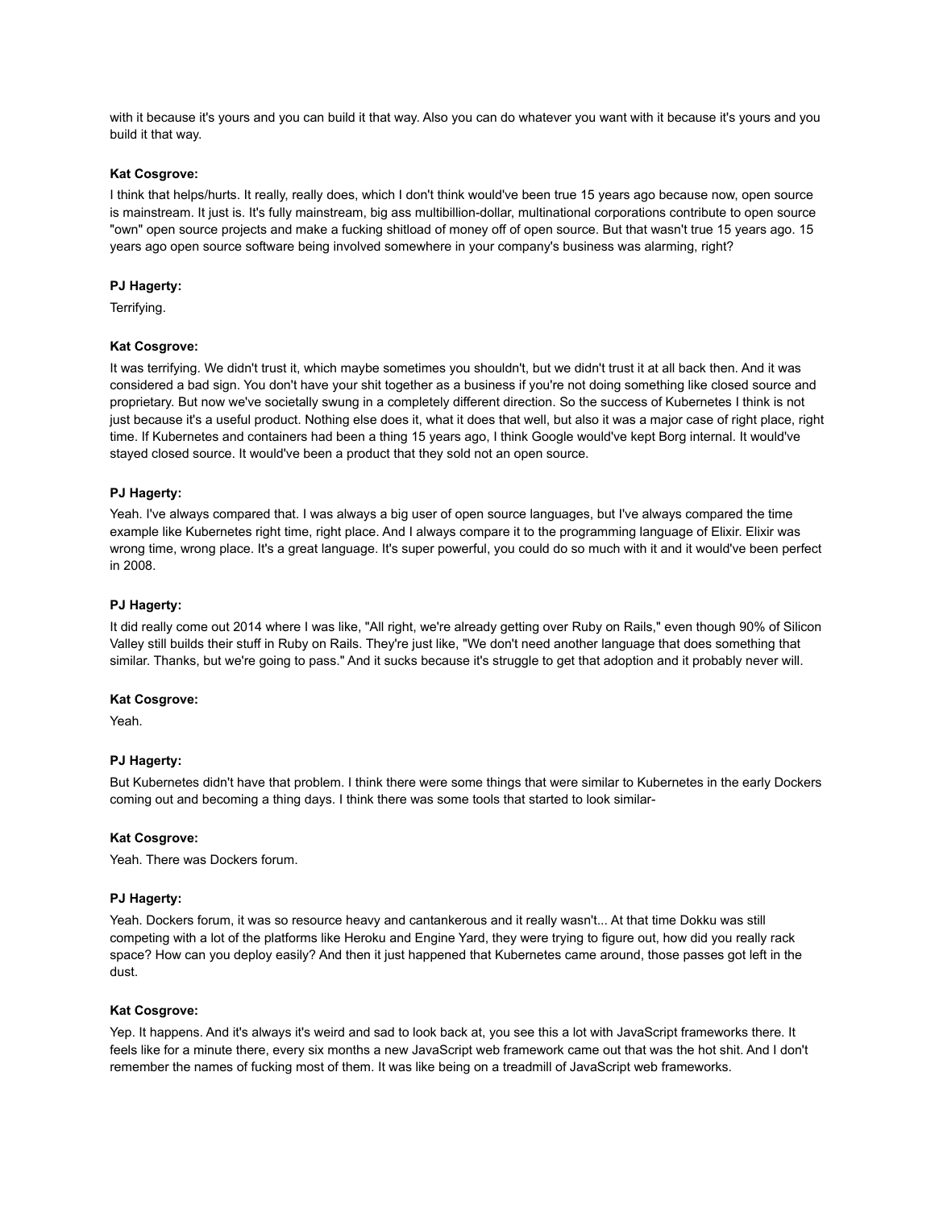with it because it's yours and you can build it that way. Also you can do whatever you want with it because it's yours and you build it that way.

**Kat Cosgrove:**

I think that helps/hurts. It really, really does, which I don't think would've been true 15 years ago because now, open source is mainstream. It just is. It's fully mainstream, big ass multibillion-dollar, multinational corporations contribute to open source "own" open source projects and make a fucking shitload of money off of open source. But that wasn't true 15 years ago. 15 years ago open source software being involved somewhere in your company's business was alarming, right?

**PJ Hagerty:**

Terrifying.

**Kat Cosgrove:**

It was terrifying. We didn't trust it, which maybe sometimes you shouldn't, but we didn't trust it at all back then. And it was considered a bad sign. You don't have your shit together as a business if you're not doing something like closed source and proprietary. But now we've societally swung in a completely different direction. So the success of Kubernetes I think is not just because it's a useful product. Nothing else does it, what it does that well, but also it was a major case of right place, right time. If Kubernetes and containers had been a thing 15 years ago, I think Google would've kept Borg internal. It would've stayed closed source. It would've been a product that they sold not an open source.

**PJ Hagerty:**

Yeah. I've always compared that. I was always a big user of open source languages, but I've always compared the time example like Kubernetes right time, right place. And I always compare it to the programming language of Elixir. Elixir was wrong time, wrong place. It's a great language. It's super powerful, you could do so much with it and it would've been perfect in 2008.

**PJ Hagerty:**

It did really come out 2014 where I was like, "All right, we're already getting over Ruby on Rails," even though 90% of Silicon Valley still builds their stuff in Ruby on Rails. They're just like, "We don't need another language that does something that similar. Thanks, but we're going to pass." And it sucks because it's struggle to get that adoption and it probably never will.

**Kat Cosgrove:**

Yeah.

**PJ Hagerty:**

But Kubernetes didn't have that problem. I think there were some things that were similar to Kubernetes in the early Dockers coming out and becoming a thing days. I think there was some tools that started to look similar-

**Kat Cosgrove:**

Yeah. There was Dockers forum.

**PJ Hagerty:**

Yeah. Dockers forum, it was so resource heavy and cantankerous and it really wasn't... At that time Dokku was still competing with a lot of the platforms like Heroku and Engine Yard, they were trying to figure out, how did you really rack space? How can you deploy easily? And then it just happened that Kubernetes came around, those passes got left in the dust.

**Kat Cosgrove:**

Yep. It happens. And it's always it's weird and sad to look back at, you see this a lot with JavaScript frameworks there. It feels like for a minute there, every six months a new JavaScript web framework came out that was the hot shit. And I don't remember the names of fucking most of them. It was like being on a treadmill of JavaScript web frameworks.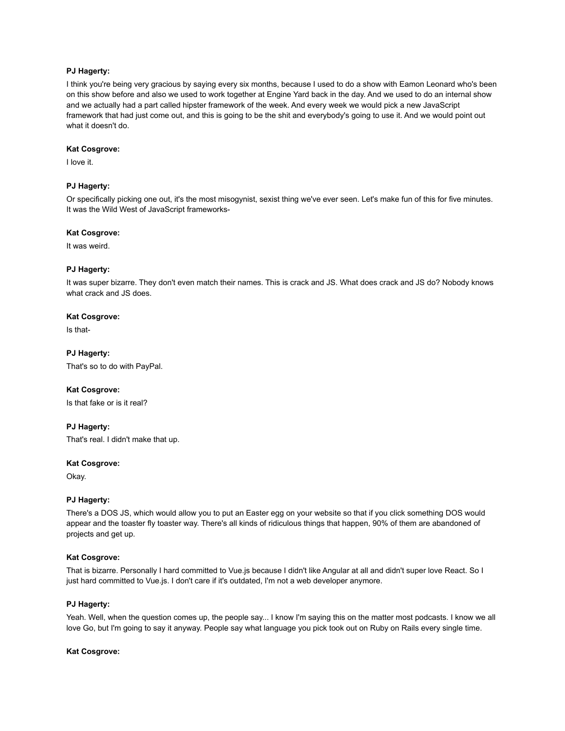**PJ Hagerty:**

I think you're being very gracious by saying every six months, because I used to do a show with Eamon Leonard who's been on this show before and also we used to work together at Engine Yard back in the day. And we used to do an internal show and we actually had a part called hipster framework of the week. And every week we would pick a new JavaScript framework that had just come out, and this is going to be the shit and everybody's going to use it. And we would point out what it doesn't do.

**Kat Cosgrove:**

I love it.

**PJ Hagerty:**

Or specifically picking one out, it's the most misogynist, sexist thing we've ever seen. Let's make fun of this for five minutes. It was the Wild West of JavaScript frameworks-

**Kat Cosgrove:**

It was weird.

**PJ Hagerty:**

It was super bizarre. They don't even match their names. This is crack and JS. What does crack and JS do? Nobody knows what crack and JS does.

**Kat Cosgrove:**

Is that-

**PJ Hagerty:**

That's so to do with PayPal.

**Kat Cosgrove:**

Is that fake or is it real?

**PJ Hagerty:**

That's real. I didn't make that up.

**Kat Cosgrove:**

Okay.

**PJ Hagerty:**

There's a DOS JS, which would allow you to put an Easter egg on your website so that if you click something DOS would appear and the toaster fly toaster way. There's all kinds of ridiculous things that happen, 90% of them are abandoned of projects and get up.

**Kat Cosgrove:**

That is bizarre. Personally I hard committed to Vue.js because I didn't like Angular at all and didn't super love React. So I just hard committed to Vue.js. I don't care if it's outdated, I'm not a web developer anymore.

**PJ Hagerty:**

Yeah. Well, when the question comes up, the people say... I know I'm saying this on the matter most podcasts. I know we all love Go, but I'm going to say it anyway. People say what language you pick took out on Ruby on Rails every single time.

**Kat Cosgrove:**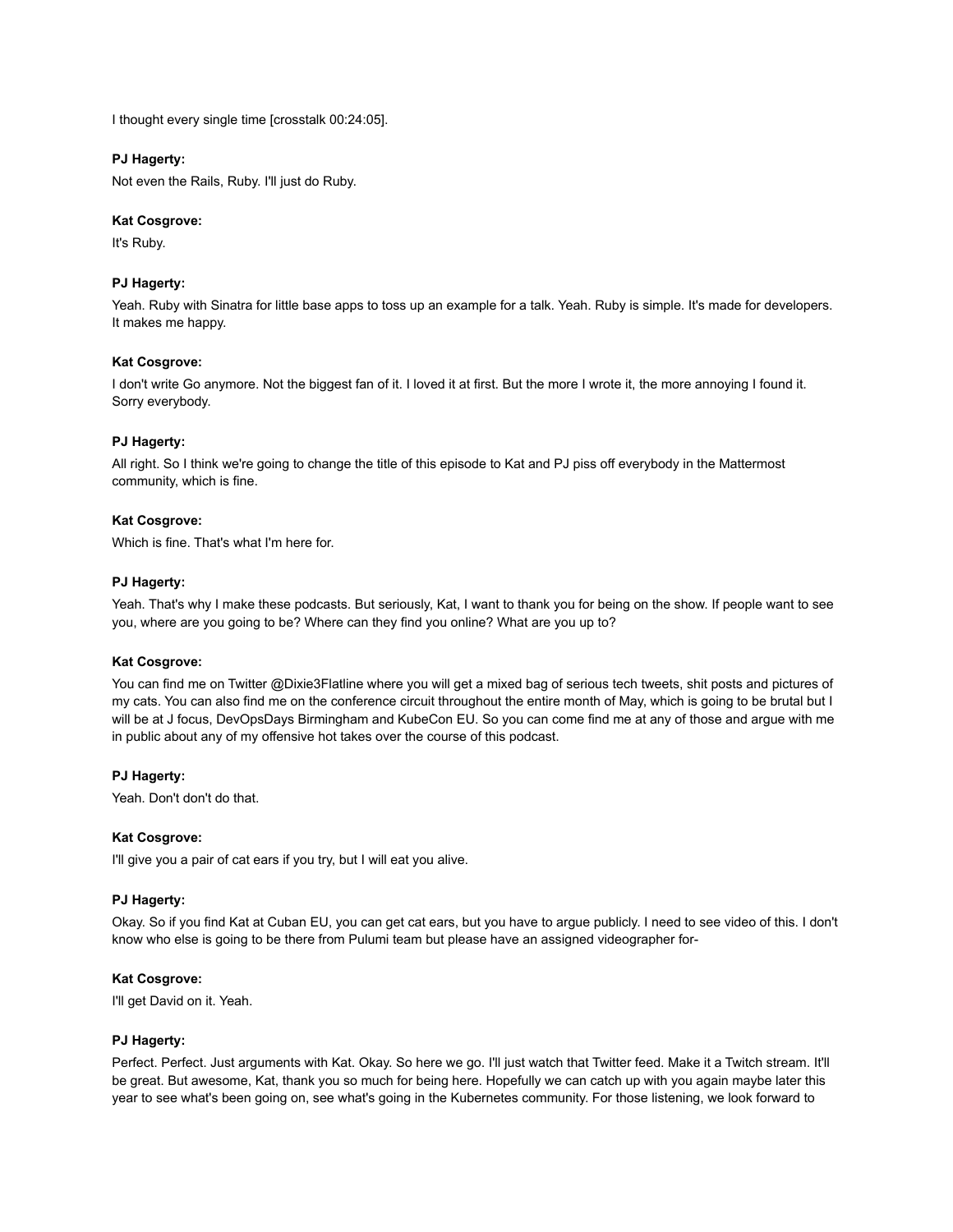I thought every single time [crosstalk 00:24:05].

**PJ Hagerty:**

Not even the Rails, Ruby. I'll just do Ruby.

**Kat Cosgrove:**

It's Ruby.

**PJ Hagerty:**

Yeah. Ruby with Sinatra for little base apps to toss up an example for a talk. Yeah. Ruby is simple. It's made for developers. It makes me happy.

**Kat Cosgrove:**

I don't write Go anymore. Not the biggest fan of it. I loved it at first. But the more I wrote it, the more annoying I found it. Sorry everybody.

**PJ Hagerty:**

All right. So I think we're going to change the title of this episode to Kat and PJ piss off everybody in the Mattermost community, which is fine.

**Kat Cosgrove:**

Which is fine. That's what I'm here for.

**PJ Hagerty:**

Yeah. That's why I make these podcasts. But seriously, Kat, I want to thank you for being on the show. If people want to see you, where are you going to be? Where can they find you online? What are you up to?

**Kat Cosgrove:**

You can find me on Twitter @Dixie3Flatline where you will get a mixed bag of serious tech tweets, shit posts and pictures of my cats. You can also find me on the conference circuit throughout the entire month of May, which is going to be brutal but I will be at J focus, DevOpsDays Birmingham and KubeCon EU. So you can come find me at any of those and argue with me in public about any of my offensive hot takes over the course of this podcast.

**PJ Hagerty:**

Yeah. Don't don't do that.

**Kat Cosgrove:**

I'll give you a pair of cat ears if you try, but I will eat you alive.

**PJ Hagerty:**

Okay. So if you find Kat at Cuban EU, you can get cat ears, but you have to argue publicly. I need to see video of this. I don't know who else is going to be there from Pulumi team but please have an assigned videographer for-

**Kat Cosgrove:**

I'll get David on it. Yeah.

**PJ Hagerty:**

Perfect. Perfect. Just arguments with Kat. Okay. So here we go. I'll just watch that Twitter feed. Make it a Twitch stream. It'll be great. But awesome, Kat, thank you so much for being here. Hopefully we can catch up with you again maybe later this year to see what's been going on, see what's going in the Kubernetes community. For those listening, we look forward to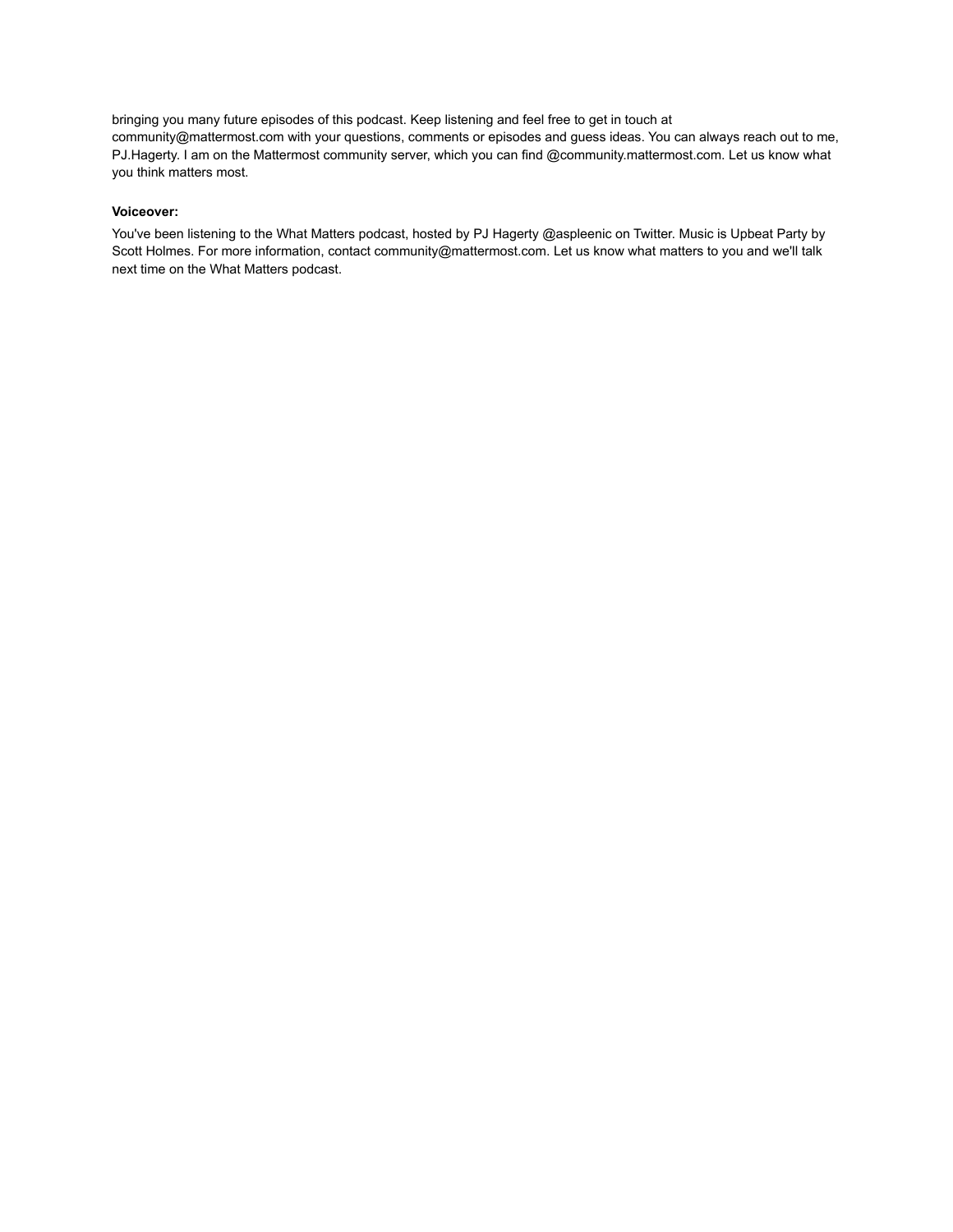bringing you many future episodes of this podcast. Keep listening and feel free to get in touch at community@mattermost.com with your questions, comments or episodes and guess ideas. You can always reach out to me, PJ.Hagerty. I am on the Mattermost community server, which you can find @community.mattermost.com. Let us know what you think matters most.

**Voiceover:**

You've been listening to the What Matters podcast, hosted by PJ Hagerty @aspleenic on Twitter. Music is Upbeat Party by Scott Holmes. For more information, contact community@mattermost.com. Let us know what matters to you and we'll talk next time on the What Matters podcast.